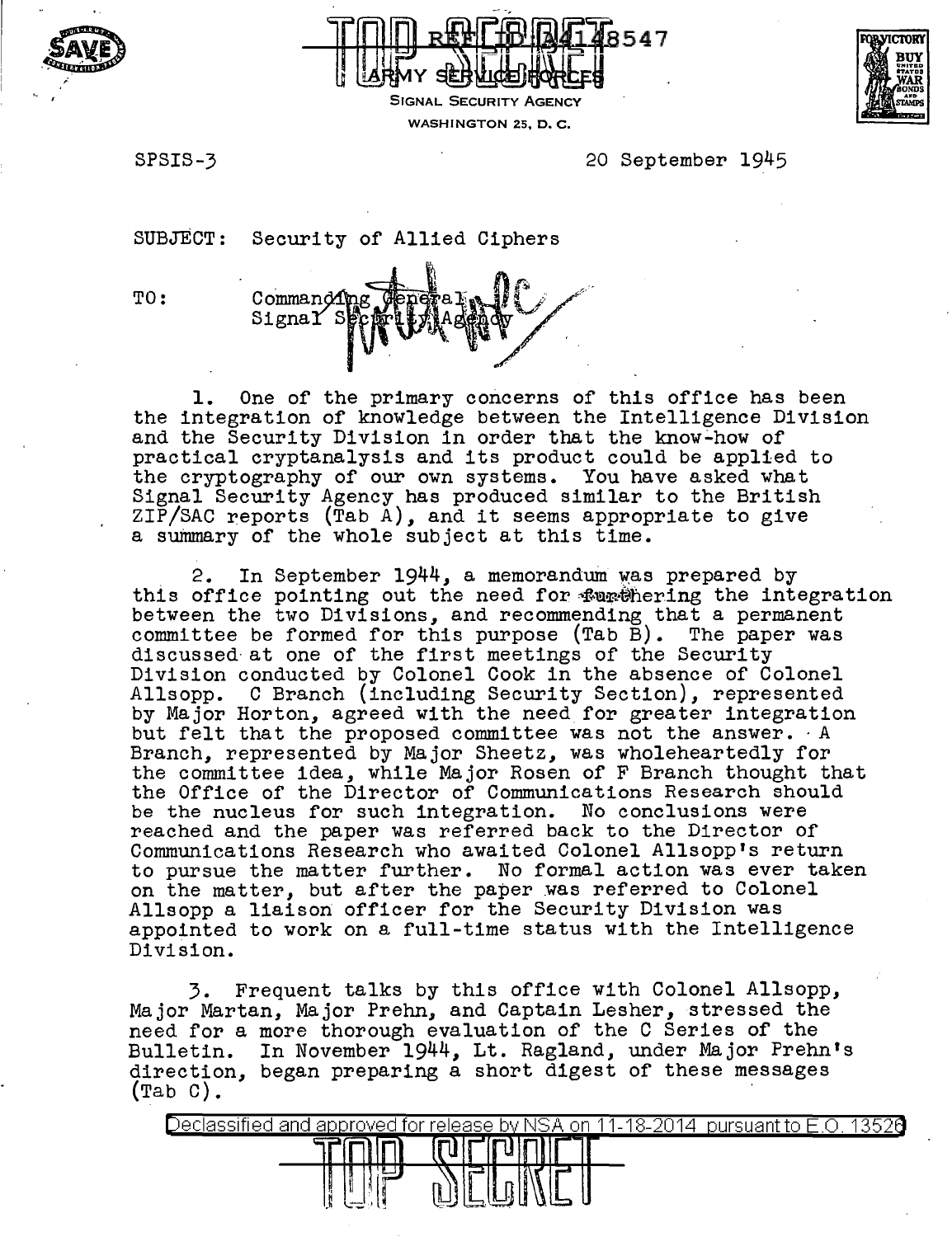TOP SECRET

REF ID:A4148547

ARMY SERVICE FORCES
SIGNAL SECURITY AGENCY
WASHINGTON 25, D. C.

SPSIS-3

20 September 1945

SUBJECT: Security of Allied Ciphers

TO: Commanding General
Signal Security Agency

1. One of the primary concerns of this office has been the integration of knowledge between the Intelligence Division and the Security Division in order that the know-how of practical cryptanalysis and its product could be applied to the cryptography of our own systems. You have asked what Signal Security Agency has produced similar to the British ZIP/SAC reports (Tab A), and it seems appropriate to give a summary of the whole subject at this time.

2. In September 1944, a memorandum was prepared by this office pointing out the need for furthering the integration between the two Divisions, and recommending that a permanent committee be formed for this purpose (Tab B). The paper was discussed at one of the first meetings of the Security Division conducted by Colonel Cook in the absence of Colonel Allsopp. C Branch (including Security Section), represented by Major Horton, agreed with the need for greater integration but felt that the proposed committee was not the answer. A Branch, represented by Major Sheetz, was wholeheartedly for the committee idea, while Major Rosen of F Branch thought that the Office of the Director of Communications Research should be the nucleus for such integration. No conclusions were reached and the paper was referred back to the Director of Communications Research who awaited Colonel Allsopp's return to pursue the matter further. No formal action was ever taken on the matter, but after the paper was referred to Colonel Allsopp a liaison officer for the Security Division was appointed to work on a full-time status with the Intelligence Division.

3. Frequent talks by this office with Colonel Allsopp, Major Martan, Major Prehn, and Captain Lesher, stressed the need for a more thorough evaluation of the C Series of the Bulletin. In November 1944, Lt. Ragland, under Major Prehn's direction, began preparing a short digest of these messages (Tab C).

Declassified and approved for release by NSA on 11-18-2014 pursuant to E.O. 13526

TOP SECRET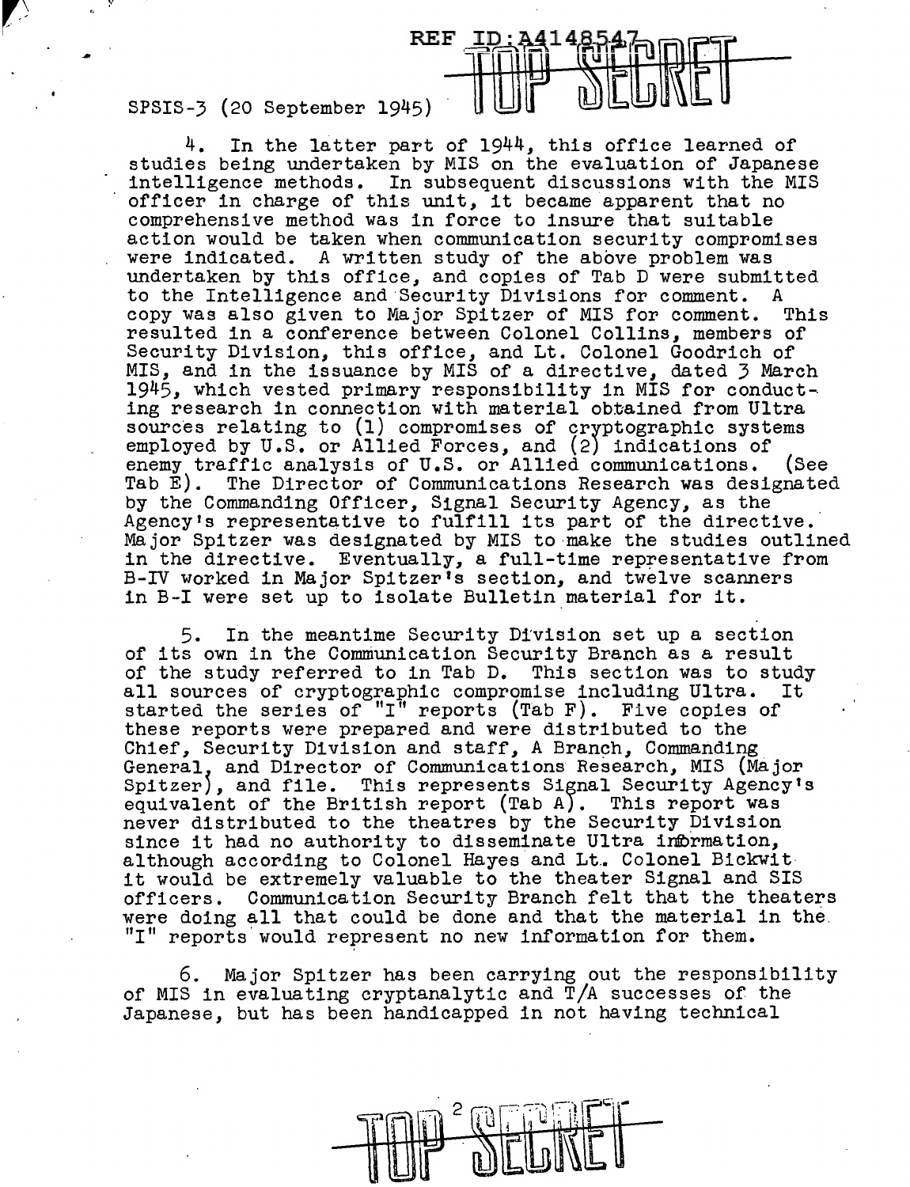SPSIS-3 (20 September 1945)

4. In the latter part of 1944, this office learned of studies being undertaken by MIS on the evaluation of Japanese intelligence methods. In subsequent discussions with the MIS officer in charge of this unit, it became apparent that no comprehensive method was in force to insure that suitable action would be taken when communication security compromises were indicated. A written study of the above problem was undertaken by this office, and copies of Tab D were submitted to the Intelligence and Security Divisions for comment. A copy was also given to Major Spitzer of MIS for comment. This resulted in a conference between Colonel Collins, members of Security Division, this office, and Lt. Colonel Goodrich of MIS, and in the issuance by MIS of a directive, dated 3 March 1945, which vested primary responsibility in MIS for conducting research in connection with material obtained from Ultra sources relating to (1) compromises of cryptographic systems employed by U.S. or Allied Forces, and (2) indications of enemy traffic analysis of U.S. or Allied communications. (See Tab E). The Director of Communications Research was designated by the Commanding Officer, Signal Security Agency, as the Agency's representative to fulfill its part of the directive. Major Spitzer was designated by MIS to make the studies outlined in the directive. Eventually, a full-time representative from B-IV worked in Major Spitzer's section, and twelve scanners in B-I were set up to isolate Bulletin material for it.

5. In the meantime Security Division set up a section of its own in the Communication Security Branch as a result of the study referred to in Tab D. This section was to study all sources of cryptographic compromise including Ultra. It started the series of "I" reports (Tab F). Five copies of these reports were prepared and were distributed to the Chief, Security Division and staff, A Branch, Commanding General, and Director of Communications Research, MIS (Major Spitzer), and file. This represents Signal Security Agency's equivalent of the British report (Tab A). This report was never distributed to the theatres by the Security Division since it had no authority to disseminate Ultra information, although according to Colonel Hayes and Lt. Colonel Bickwit it would be extremely valuable to the theater Signal and SIS officers. Communication Security Branch felt that the theaters were doing all that could be done and that the material in the "I" reports would represent no new information for them.

6. Major Spitzer has been carrying out the responsibility of MIS in evaluating cryptanalytic and T/A successes of the Japanese, but has been handicapped in not having technical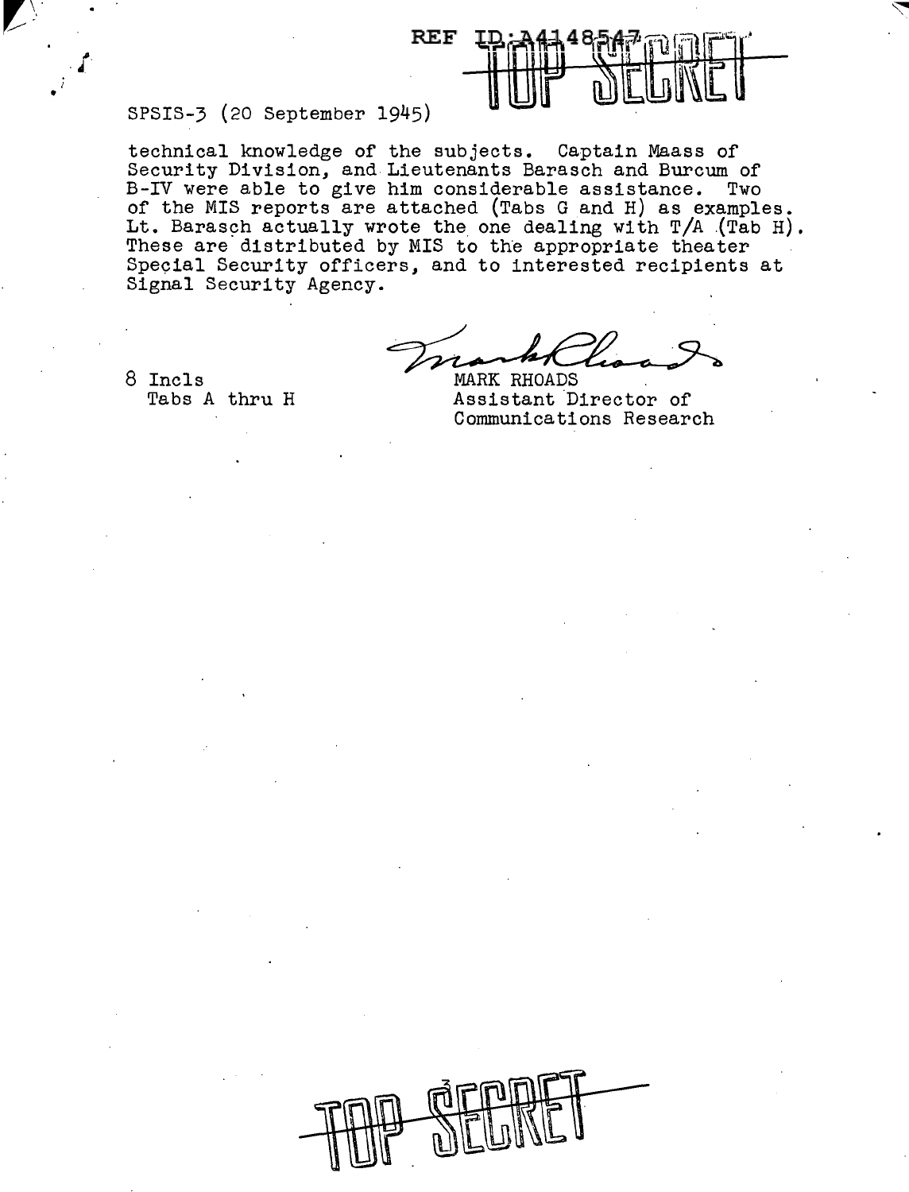REF ID:A4148547

TOP SECRET

SPSIS-3 (20 September 1945)

technical knowledge of the subjects. Captain Maass of Security Division, and Lieutenants Barasch and Burcum of B-IV were able to give him considerable assistance. Two of the MIS reports are attached (Tabs G and H) as examples. Lt. Barasch actually wrote the one dealing with T/A (Tab H). These are distributed by MIS to the appropriate theater Special Security officers, and to interested recipients at Signal Security Agency.

8 Incls
Tabs A thru H

MARK RHOADS
Assistant Director of
Communications Research

TOP SECRET